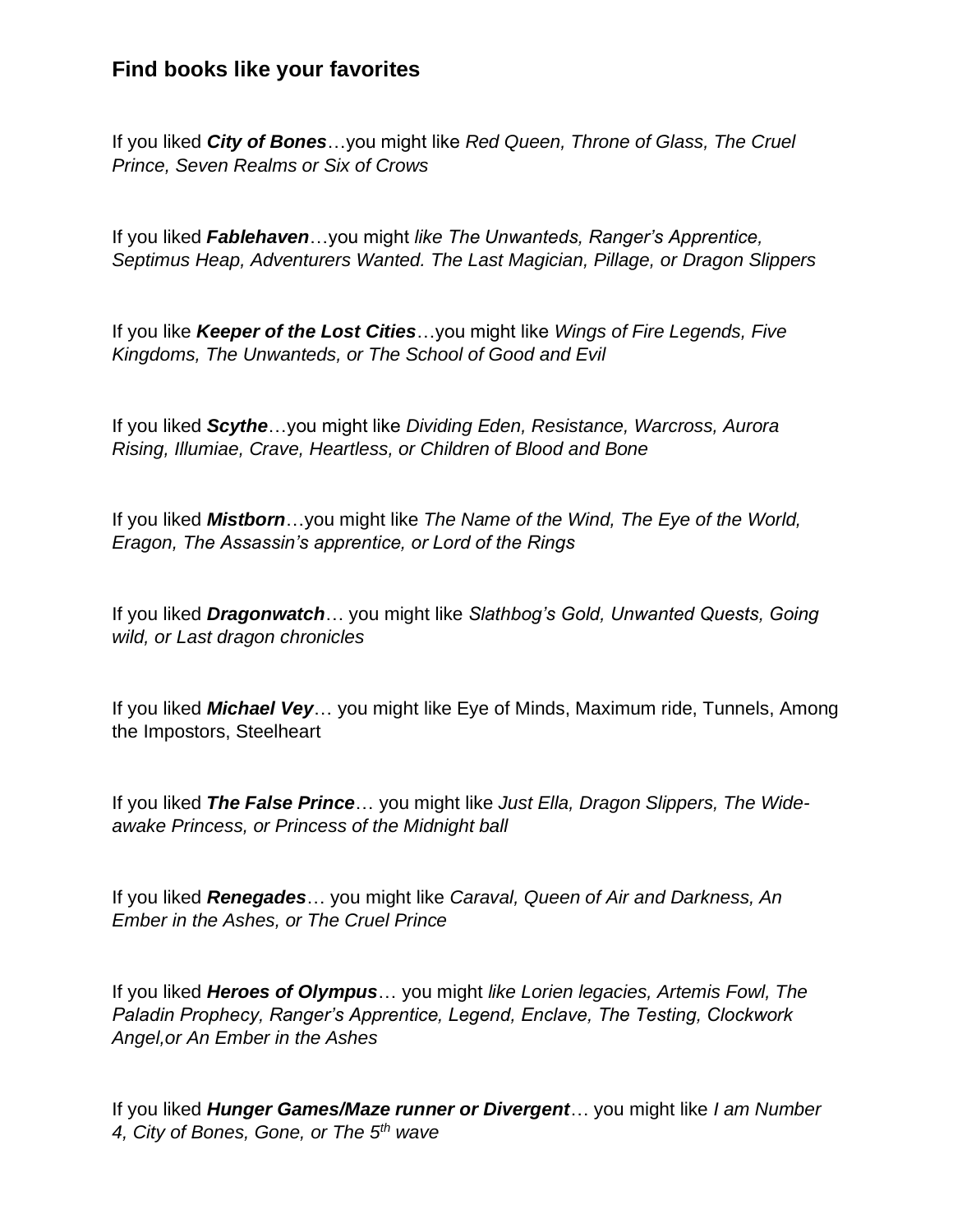## Find books like your favorites

If you liked ***City of Bones***…you might like *Red Queen, Throne of Glass, The Cruel Prince, Seven Realms or Six of Crows*

If you liked ***Fablehaven***…you might *like The Unwanteds, Ranger's Apprentice, Septimus Heap, Adventurers Wanted. The Last Magician, Pillage, or Dragon Slippers*

If you like ***Keeper of the Lost Cities***…you might like *Wings of Fire Legends, Five Kingdoms, The Unwanteds, or The School of Good and Evil*

If you liked ***Scythe***…you might like *Dividing Eden, Resistance, Warcross, Aurora Rising, Illumiae, Crave, Heartless, or Children of Blood and Bone*

If you liked ***Mistborn***…you might like *The Name of the Wind, The Eye of the World, Eragon, The Assassin's apprentice, or Lord of the Rings*

If you liked ***Dragonwatch***… you might like *Slathbog's Gold, Unwanted Quests, Going wild, or Last dragon chronicles*

If you liked ***Michael Vey***… you might like Eye of Minds, Maximum ride, Tunnels, Among the Impostors, Steelheart

If you liked ***The False Prince***… you might like *Just Ella, Dragon Slippers, The Wide-awake Princess, or Princess of the Midnight ball*

If you liked ***Renegades***… you might like *Caraval, Queen of Air and Darkness, An Ember in the Ashes, or The Cruel Prince*

If you liked ***Heroes of Olympus***… you might *like Lorien legacies, Artemis Fowl, The Paladin Prophecy, Ranger's Apprentice, Legend, Enclave, The Testing, Clockwork Angel,or An Ember in the Ashes*

If you liked ***Hunger Games/Maze runner or Divergent***… you might like *I am Number 4, City of Bones, Gone, or The 5th wave*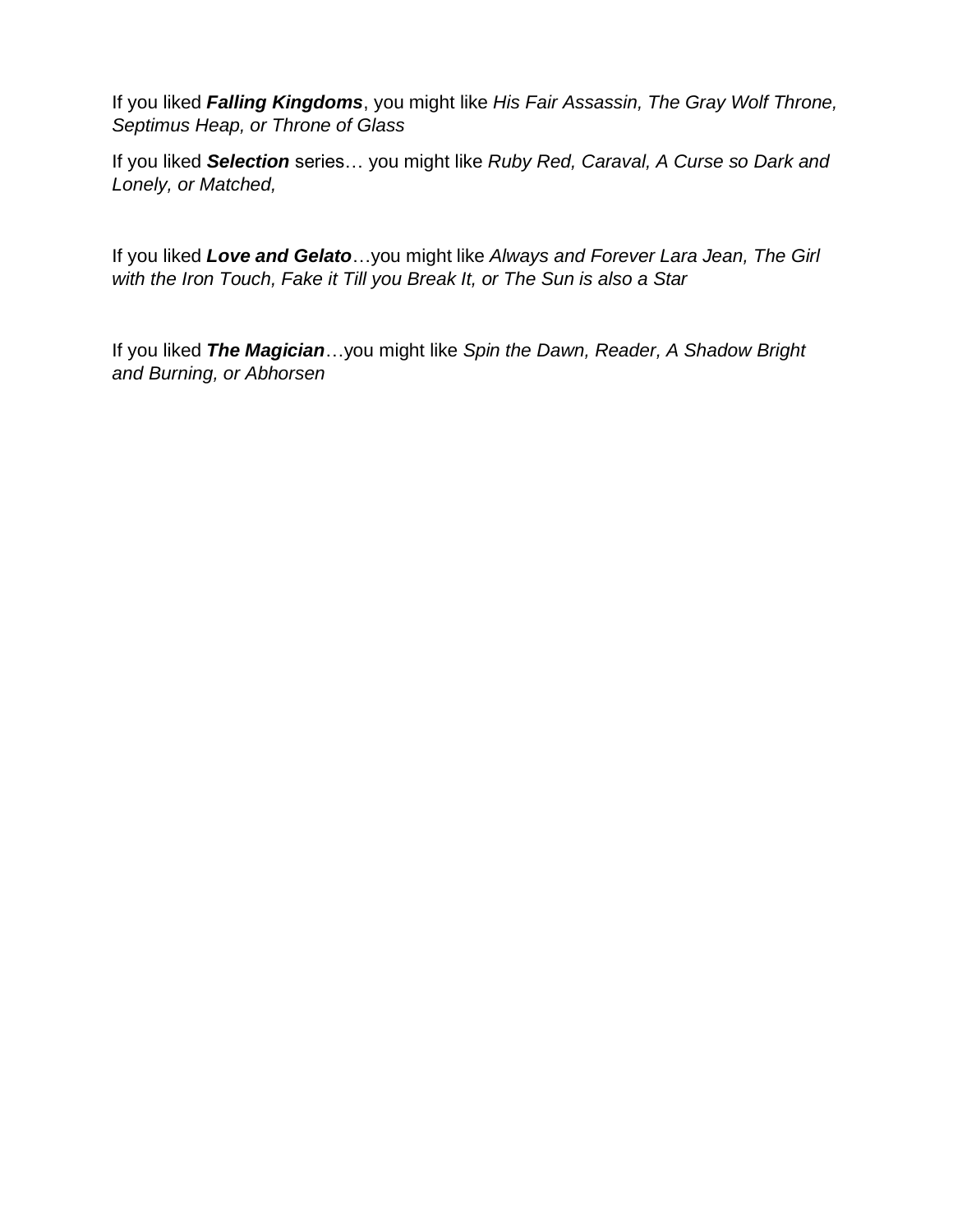If you liked ***Falling Kingdoms***, you might like *His Fair Assassin, The Gray Wolf Throne, Septimus Heap, or Throne of Glass*

If you liked ***Selection*** series… you might like *Ruby Red, Caraval, A Curse so Dark and Lonely, or Matched,*

If you liked ***Love and Gelato***…you might like *Always and Forever Lara Jean, The Girl with the Iron Touch, Fake it Till you Break It, or The Sun is also a Star*

If you liked ***The Magician***…you might like *Spin the Dawn, Reader, A Shadow Bright and Burning, or Abhorsen*